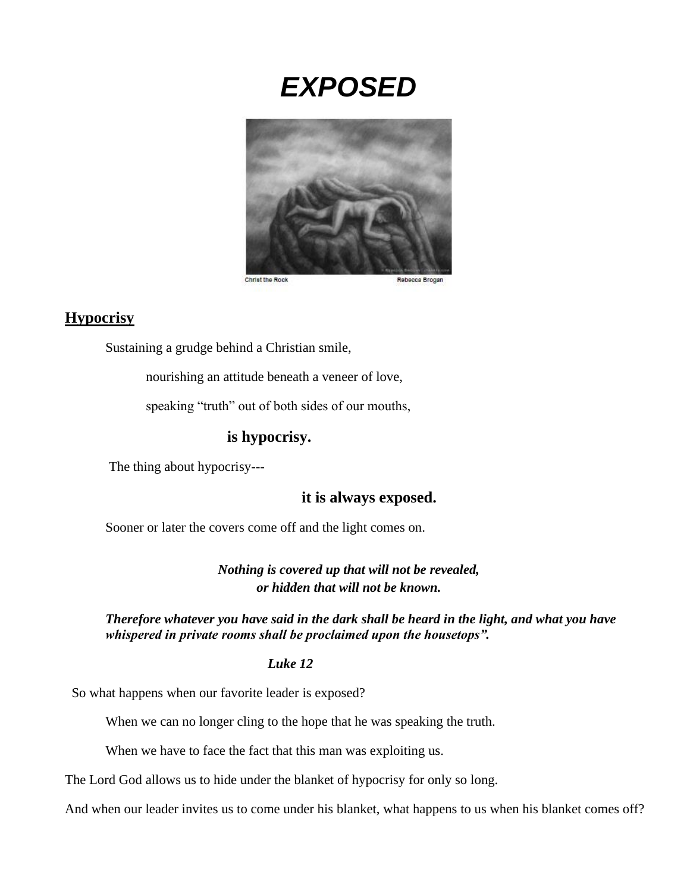# *EXPOSED*

Christ the Rock                                                                    Rebecca Brogan

## Hypocrisy

Sustaining a grudge behind a Christian smile,

nourishing an attitude beneath a veneer of love,

speaking "truth" out of both sides of our mouths,

**is hypocrisy.**

The thing about hypocrisy---

**it is always exposed.**

Sooner or later the covers come off and the light comes on.

***Nothing is covered up that will not be revealed,***
***or hidden that will not be known.***

***Therefore whatever you have said in the dark shall be heard in the light, and what you have whispered in private rooms shall be proclaimed upon the housetops".***

***Luke 12***

So what happens when our favorite leader is exposed?

When we can no longer cling to the hope that he was speaking the truth.

When we have to face the fact that this man was exploiting us.

The Lord God allows us to hide under the blanket of hypocrisy for only so long.

And when our leader invites us to come under his blanket, what happens to us when his blanket comes off?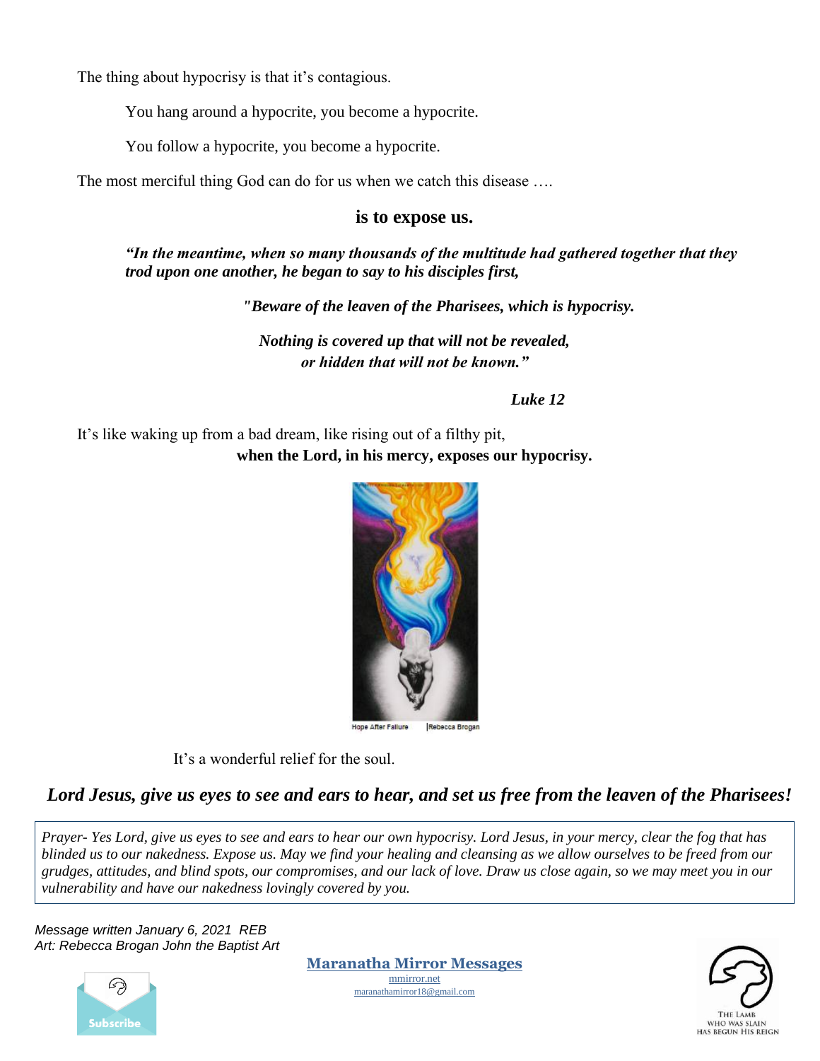The thing about hypocrisy is that it's contagious.

You hang around a hypocrite, you become a hypocrite.

You follow a hypocrite, you become a hypocrite.

The most merciful thing God can do for us when we catch this disease ….

**is to expose us.**

***"In the meantime, when so many thousands of the multitude had gathered together that they trod upon one another, he began to say to his disciples first,***

***"Beware of the leaven of the Pharisees, which is hypocrisy.***

***Nothing is covered up that will not be revealed, or hidden that will not be known."***

***Luke 12***

It's like waking up from a bad dream, like rising out of a filthy pit, **when the Lord, in his mercy, exposes our hypocrisy.**

Hope After Failure | Rebecca Brogan

It's a wonderful relief for the soul.

***Lord Jesus, give us eyes to see and ears to hear, and set us free from the leaven of the Pharisees!***

*Prayer- Yes Lord, give us eyes to see and ears to hear our own hypocrisy. Lord Jesus, in your mercy, clear the fog that has blinded us to our nakedness. Expose us. May we find your healing and cleansing as we allow ourselves to be freed from our grudges, attitudes, and blind spots, our compromises, and our lack of love. Draw us close again, so we may meet you in our vulnerability and have our nakedness lovingly covered by you.*

*Message written January 6, 2021 REB*
*Art: Rebecca Brogan John the Baptist Art*

Subscribe

**Maranatha Mirror Messages**
mmirror.net
maranathamirror18@gmail.com

THE LAMB WHO WAS SLAIN HAS BEGUN HIS REIGN